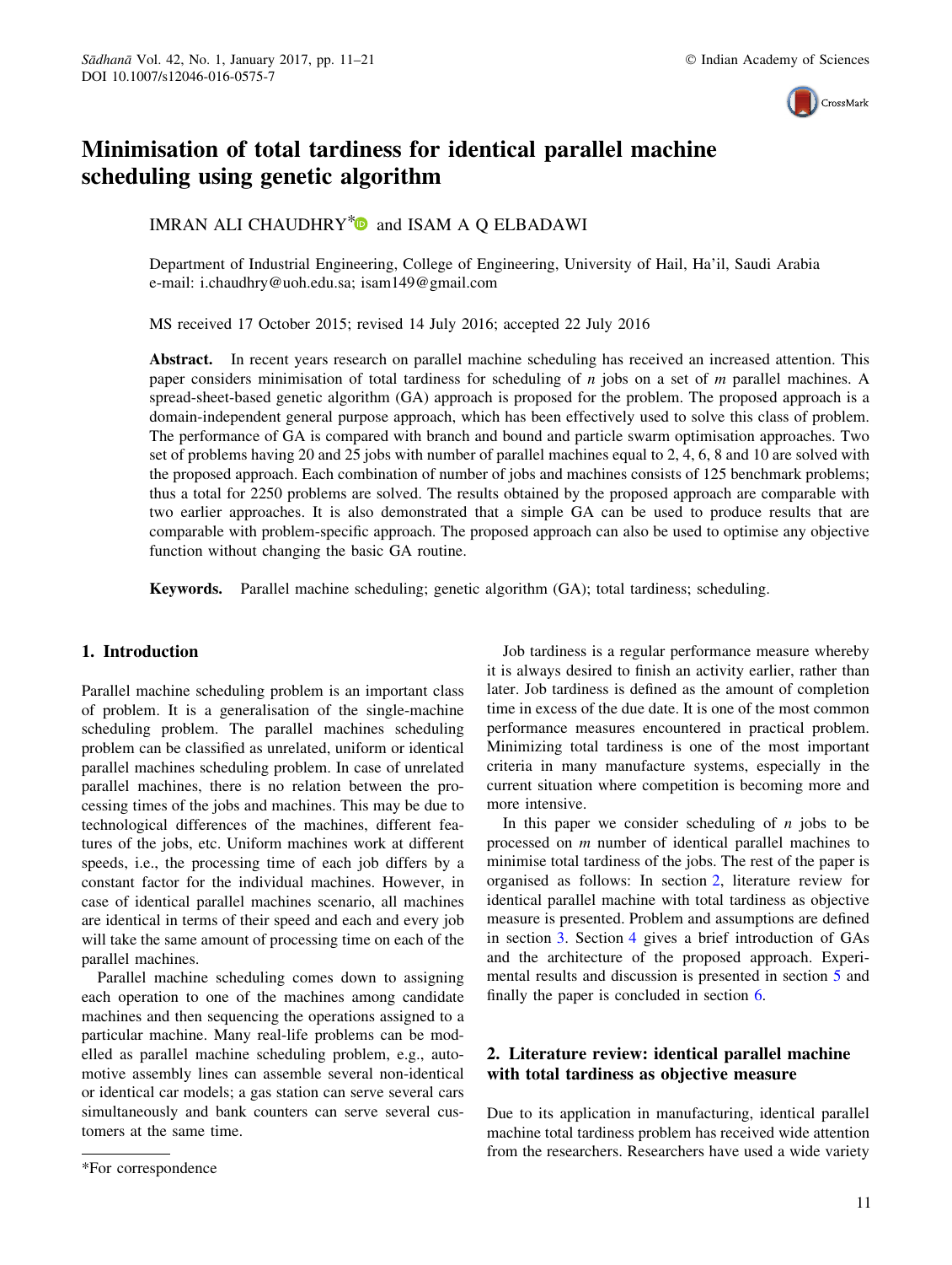# Minimisation of total tardiness for identical parallel machine scheduling using genetic algorithm

IMRAN ALI CHAUDHRY* and ISAM A Q ELBADAWI

Department of Industrial Engineering, College of Engineering, University of Hail, Ha'il, Saudi Arabia
e-mail: i.chaudhry@uoh.edu.sa; isam149@gmail.com

MS received 17 October 2015; revised 14 July 2016; accepted 22 July 2016

**Abstract.** In recent years research on parallel machine scheduling has received an increased attention. This paper considers minimisation of total tardiness for scheduling of *n* jobs on a set of *m* parallel machines. A spread-sheet-based genetic algorithm (GA) approach is proposed for the problem. The proposed approach is a domain-independent general purpose approach, which has been effectively used to solve this class of problem. The performance of GA is compared with branch and bound and particle swarm optimisation approaches. Two set of problems having 20 and 25 jobs with number of parallel machines equal to 2, 4, 6, 8 and 10 are solved with the proposed approach. Each combination of number of jobs and machines consists of 125 benchmark problems; thus a total for 2250 problems are solved. The results obtained by the proposed approach are comparable with two earlier approaches. It is also demonstrated that a simple GA can be used to produce results that are comparable with problem-specific approach. The proposed approach can also be used to optimise any objective function without changing the basic GA routine.

**Keywords.** Parallel machine scheduling; genetic algorithm (GA); total tardiness; scheduling.

## 1. Introduction

Parallel machine scheduling problem is an important class of problem. It is a generalisation of the single-machine scheduling problem. The parallel machines scheduling problem can be classified as unrelated, uniform or identical parallel machines scheduling problem. In case of unrelated parallel machines, there is no relation between the processing times of the jobs and machines. This may be due to technological differences of the machines, different features of the jobs, etc. Uniform machines work at different speeds, i.e., the processing time of each job differs by a constant factor for the individual machines. However, in case of identical parallel machines scenario, all machines are identical in terms of their speed and each and every job will take the same amount of processing time on each of the parallel machines.

Parallel machine scheduling comes down to assigning each operation to one of the machines among candidate machines and then sequencing the operations assigned to a particular machine. Many real-life problems can be modelled as parallel machine scheduling problem, e.g., automotive assembly lines can assemble several non-identical or identical car models; a gas station can serve several cars simultaneously and bank counters can serve several customers at the same time.

Job tardiness is a regular performance measure whereby it is always desired to finish an activity earlier, rather than later. Job tardiness is defined as the amount of completion time in excess of the due date. It is one of the most common performance measures encountered in practical problem. Minimizing total tardiness is one of the most important criteria in many manufacture systems, especially in the current situation where competition is becoming more and more intensive.

In this paper we consider scheduling of *n* jobs to be processed on *m* number of identical parallel machines to minimise total tardiness of the jobs. The rest of the paper is organised as follows: In section 2, literature review for identical parallel machine with total tardiness as objective measure is presented. Problem and assumptions are defined in section 3. Section 4 gives a brief introduction of GAs and the architecture of the proposed approach. Experimental results and discussion is presented in section 5 and finally the paper is concluded in section 6.

## 2. Literature review: identical parallel machine with total tardiness as objective measure

Due to its application in manufacturing, identical parallel machine total tardiness problem has received wide attention from the researchers. Researchers have used a wide variety

*For correspondence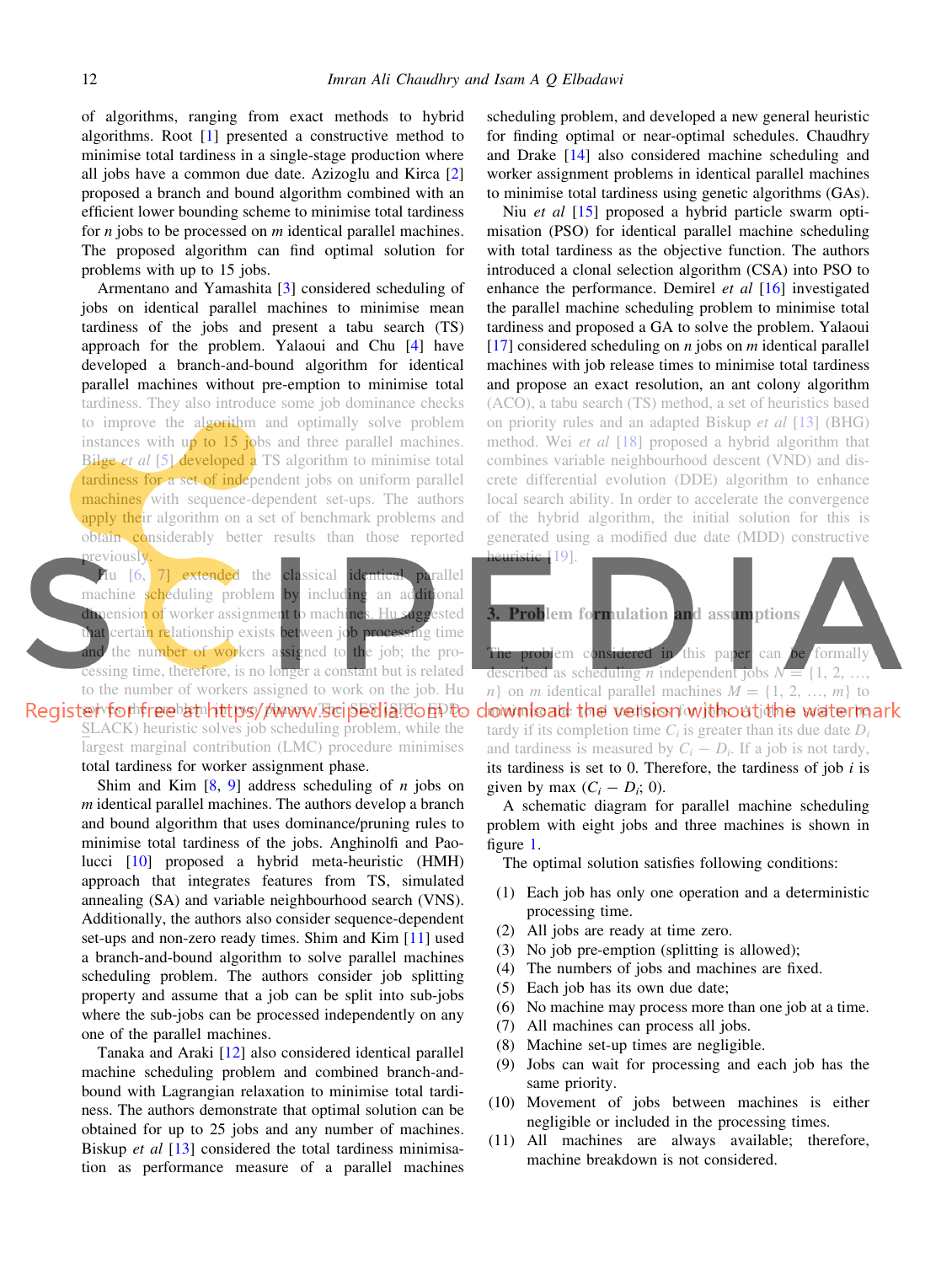of algorithms, ranging from exact methods to hybrid algorithms. Root [1] presented a constructive method to minimise total tardiness in a single-stage production where all jobs have a common due date. Azizoglu and Kirca [2] proposed a branch and bound algorithm combined with an efficient lower bounding scheme to minimise total tardiness for *n* jobs to be processed on *m* identical parallel machines. The proposed algorithm can find optimal solution for problems with up to 15 jobs.

Armentano and Yamashita [3] considered scheduling of jobs on identical parallel machines to minimise mean tardiness of the jobs and present a tabu search (TS) approach for the problem. Yalaoui and Chu [4] have developed a branch-and-bound algorithm for identical parallel machines without pre-emption to minimise total tardiness. They also introduce some job dominance checks to improve the algorithm and optimally solve problem instances with up to 15 jobs and three parallel machines. Bilge *et al* [5] developed a TS algorithm to minimise total tardiness for a set of independent jobs on uniform parallel machines with sequence-dependent set-ups. The authors apply their algorithm on a set of benchmark problems and obtain considerably better results than those reported previously.

Hu [6, 7] extended the classical identical parallel machine scheduling problem by including an additional dimension of worker assignment to machines. Hu suggested that certain relationship exists between job processing time and the number of workers assigned to the job; the processing time, therefore, is no longer a constant but is related to the number of workers assigned to work on the job. Hu solves the problem in two phases. The SPT-EDD (SPT-EDD-SLACK) heuristic solves job scheduling problem, while the largest marginal contribution (LMC) procedure minimises total tardiness for worker assignment phase.

Shim and Kim [8, 9] address scheduling of *n* jobs on *m* identical parallel machines. The authors develop a branch and bound algorithm that uses dominance/pruning rules to minimise total tardiness of the jobs. Anghinolfi and Paolucci [10] proposed a hybrid meta-heuristic (HMH) approach that integrates features from TS, simulated annealing (SA) and variable neighbourhood search (VNS). Additionally, the authors also consider sequence-dependent set-ups and non-zero ready times. Shim and Kim [11] used a branch-and-bound algorithm to solve parallel machines scheduling problem. The authors consider job splitting property and assume that a job can be split into sub-jobs where the sub-jobs can be processed independently on any one of the parallel machines.

Tanaka and Araki [12] also considered identical parallel machine scheduling problem and combined branch-and-bound with Lagrangian relaxation to minimise total tardiness. The authors demonstrate that optimal solution can be obtained for up to 25 jobs and any number of machines. Biskup *et al* [13] considered the total tardiness minimisation as performance measure of a parallel machines scheduling problem, and developed a new general heuristic for finding optimal or near-optimal schedules. Chaudhry and Drake [14] also considered machine scheduling and worker assignment problems in identical parallel machines to minimise total tardiness using genetic algorithms (GAs).

Niu *et al* [15] proposed a hybrid particle swarm optimisation (PSO) for identical parallel machine scheduling with total tardiness as the objective function. The authors introduced a clonal selection algorithm (CSA) into PSO to enhance the performance. Demirel *et al* [16] investigated the parallel machine scheduling problem to minimise total tardiness and proposed a GA to solve the problem. Yalaoui [17] considered scheduling on *n* jobs on *m* identical parallel machines with job release times to minimise total tardiness and propose an exact resolution, an ant colony algorithm (ACO), a tabu search (TS) method, a set of heuristics based on priority rules and an adapted Biskup *et al* [13] (BHG) method. Wei *et al* [18] proposed a hybrid algorithm that combines variable neighbourhood descent (VND) and discrete differential evolution (DDE) algorithm to enhance local search ability. In order to accelerate the convergence of the hybrid algorithm, the initial solution for this is generated using a modified due date (MDD) constructive heuristic [19].

## 3. Problem formulation and assumptions

The problem considered in this paper can be formally described as scheduling *n* independent jobs $N = \{1, 2, \ldots, n\}$ on *m* identical parallel machines $M = \{1, 2, \ldots, m\}$ to minimise the total tardiness for jobs. A job is said to be tardy if its completion time $C_i$ is greater than its due date $D_i$ and tardiness is measured by $C_i - D_i$. If a job is not tardy, its tardiness is set to 0. Therefore, the tardiness of job *i* is given by $\max(C_i - D_i; 0)$.

A schematic diagram for parallel machine scheduling problem with eight jobs and three machines is shown in figure 1.

The optimal solution satisfies following conditions:

1. Each job has only one operation and a deterministic processing time.
2. All jobs are ready at time zero.
3. No job pre-emption (splitting is allowed);
4. The numbers of jobs and machines are fixed.
5. Each job has its own due date;
6. No machine may process more than one job at a time.
7. All machines can process all jobs.
8. Machine set-up times are negligible.
9. Jobs can wait for processing and each job has the same priority.
10. Movement of jobs between machines is either negligible or included in the processing times.
11. All machines are always available; therefore, machine breakdown is not considered.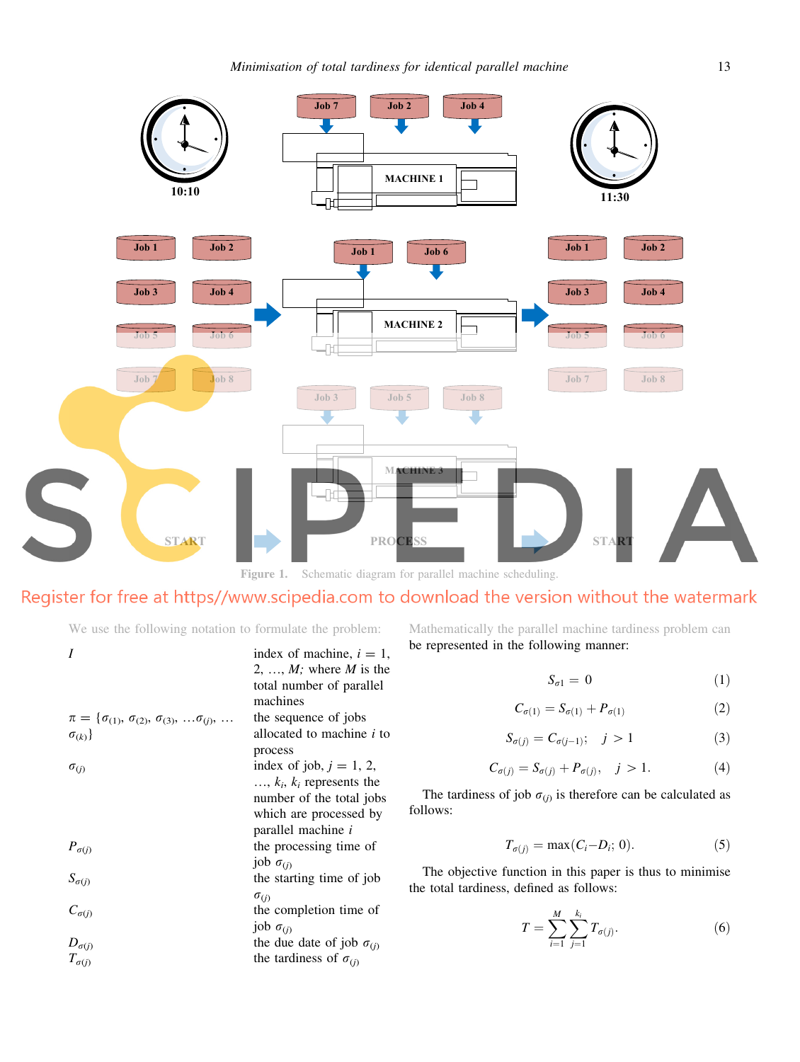Figure 1. Schematic diagram for parallel machine scheduling.

We use the following notation to formulate the problem:

| | |
|---|---|
| $I$ | index of machine, $i = 1, 2, \ldots, M$; where $M$ is the total number of parallel machines |
| $\pi = \{\sigma_{(1)}, \sigma_{(2)}, \sigma_{(3)}, \ldots \sigma_{(j)}, \ldots \sigma_{(k)}\}$ | the sequence of jobs allocated to machine $i$ to process |
| $\sigma_{(j)}$ | index of job, $j = 1, 2, \ldots, k_i$, $k_i$ represents the number of the total jobs which are processed by parallel machine $i$ |
| $P_{\sigma(j)}$ | the processing time of job $\sigma_{(j)}$ |
| $S_{\sigma(j)}$ | the starting time of job $\sigma_{(j)}$ |
| $C_{\sigma(j)}$ | the completion time of job $\sigma_{(j)}$ |
| $D_{\sigma(j)}$ | the due date of job $\sigma_{(j)}$ |
| $T_{\sigma(j)}$ | the tardiness of $\sigma_{(j)}$ |

Mathematically the parallel machine tardiness problem can be represented in the following manner:

$$S_{\sigma 1} = 0 \tag{1}$$

$$C_{\sigma(1)} = S_{\sigma(1)} + P_{\sigma(1)} \tag{2}$$

$$S_{\sigma(j)} = C_{\sigma(j-1)}; \quad j > 1 \tag{3}$$

$$C_{\sigma(j)} = S_{\sigma(j)} + P_{\sigma(j)}, \quad j > 1. \tag{4}$$

The tardiness of job $\sigma_{(j)}$ is therefore can be calculated as follows:

$$T_{\sigma(j)} = \max(C_i - D_i; 0). \tag{5}$$

The objective function in this paper is thus to minimise the total tardiness, defined as follows:

$$T = \sum_{i=1}^{M} \sum_{j=1}^{k_i} T_{\sigma(j)}. \tag{6}$$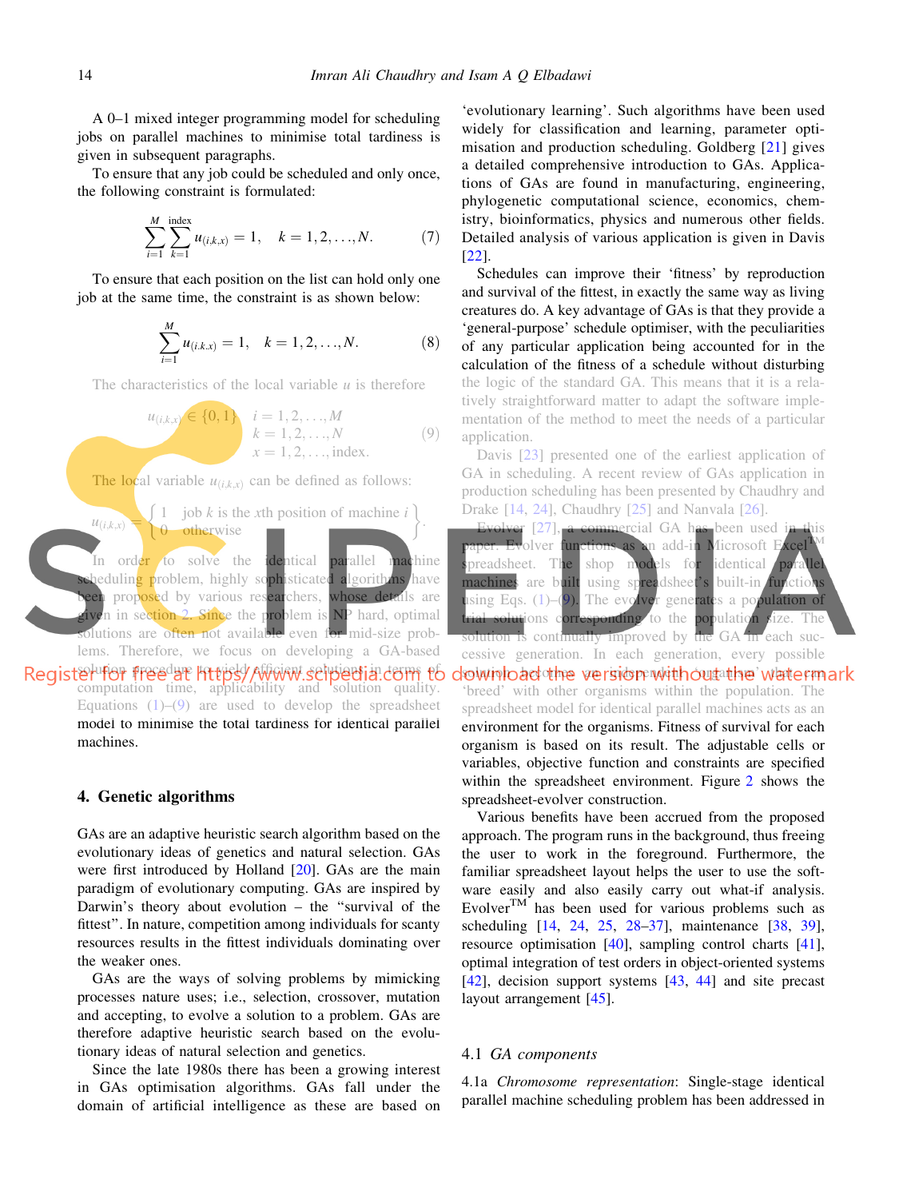A 0–1 mixed integer programming model for scheduling jobs on parallel machines to minimise total tardiness is given in subsequent paragraphs.

To ensure that any job could be scheduled and only once, the following constraint is formulated:

$$\sum_{i=1}^{M}\sum_{k=1}^{\text{index}} u_{(i,k,x)} = 1, \quad k = 1, 2, \ldots, N. \tag{7}$$

To ensure that each position on the list can hold only one job at the same time, the constraint is as shown below:

$$\sum_{i=1}^{M} u_{(i.k.x)} = 1, \quad k = 1, 2, \ldots, N. \tag{8}$$

The characteristics of the local variable $u$ is therefore

$$u_{(i,k,x)} \in \{0, 1\} \quad \begin{array}{l} i = 1, 2, \ldots, M \\ k = 1, 2, \ldots, N \\ x = 1, 2, \ldots, \text{index}. \end{array} \tag{9}$$

The local variable $u_{(i,k,x)}$ can be defined as follows:

$$u_{(i,k,x)} = \left\{ \begin{array}{ll} 1 & \text{job } k \text{ is the } x\text{th position of machine } i \\ 0 & \text{otherwise} \end{array} \right\}.$$

In order to solve the identical parallel machine scheduling problem, highly sophisticated algorithms have been proposed by various researchers, whose details are given in section 2. Since the problem is NP hard, optimal solutions are often not available even for mid-size problems. Therefore, we focus on developing a GA-based solution procedure to yield efficient solutions in terms of computation time, applicability and solution quality. Equations (1)–(9) are used to develop the spreadsheet model to minimise the total tardiness for identical parallel machines.

## 4. Genetic algorithms

GAs are an adaptive heuristic search algorithm based on the evolutionary ideas of genetics and natural selection. GAs were first introduced by Holland [20]. GAs are the main paradigm of evolutionary computing. GAs are inspired by Darwin's theory about evolution – the "survival of the fittest". In nature, competition among individuals for scanty resources results in the fittest individuals dominating over the weaker ones.

GAs are the ways of solving problems by mimicking processes nature uses; i.e., selection, crossover, mutation and accepting, to evolve a solution to a problem. GAs are therefore adaptive heuristic search based on the evolutionary ideas of natural selection and genetics.

Since the late 1980s there has been a growing interest in GAs optimisation algorithms. GAs fall under the domain of artificial intelligence as these are based on 'evolutionary learning'. Such algorithms have been used widely for classification and learning, parameter optimisation and production scheduling. Goldberg [21] gives a detailed comprehensive introduction to GAs. Applications of GAs are found in manufacturing, engineering, phylogenetic computational science, economics, chemistry, bioinformatics, physics and numerous other fields. Detailed analysis of various application is given in Davis [22].

Schedules can improve their 'fitness' by reproduction and survival of the fittest, in exactly the same way as living creatures do. A key advantage of GAs is that they provide a 'general-purpose' schedule optimiser, with the peculiarities of any particular application being accounted for in the calculation of the fitness of a schedule without disturbing the logic of the standard GA. This means that it is a relatively straightforward matter to adapt the software implementation of the method to meet the needs of a particular application.

Davis [23] presented one of the earliest application of GA in scheduling. A recent review of GAs application in production scheduling has been presented by Chaudhry and Drake [14, 24], Chaudhry [25] and Nanvala [26].

Evolver [27], a commercial GA has been used in this paper. Evolver functions as an add-in Microsoft Excel™ spreadsheet. The shop models for identical parallel machines are built using spreadsheet's built-in functions using Eqs. (1)–(9). The evolver generates a population of trial solutions corresponding to the population size. The solution is continually improved by the GA in each successive generation. In each generation, every possible solution becomes an 'organism' that can 'breed' with other organisms within the population. The spreadsheet model for identical parallel machines acts as an environment for the organisms. Fitness of survival for each organism is based on its result. The adjustable cells or variables, objective function and constraints are specified within the spreadsheet environment. Figure 2 shows the spreadsheet-evolver construction.

Various benefits have been accrued from the proposed approach. The program runs in the background, thus freeing the user to work in the foreground. Furthermore, the familiar spreadsheet layout helps the user to use the software easily and also easily carry out what-if analysis. Evolver™ has been used for various problems such as scheduling [14, 24, 25, 28–37], maintenance [38, 39], resource optimisation [40], sampling control charts [41], optimal integration of test orders in object-oriented systems [42], decision support systems [43, 44] and site precast layout arrangement [45].

### 4.1 *GA components*

4.1a *Chromosome representation*: Single-stage identical parallel machine scheduling problem has been addressed in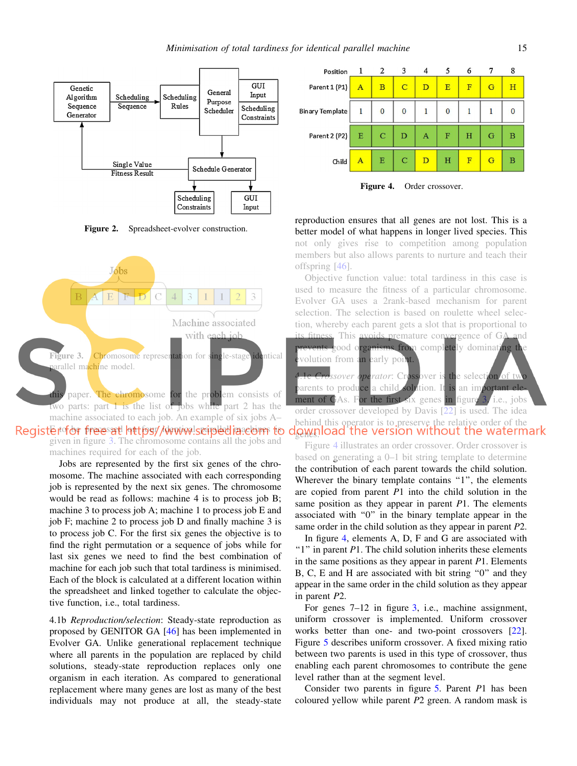Figure 2. Spreadsheet-evolver construction.

Figure 3. Chromosome representation for single-stage identical parallel machine model.

| Position | 1 | 2 | 3 | 4 | 5 | 6 | 7 | 8 |
|---|---|---|---|---|---|---|---|---|
| Parent 1 (P1) | A | B | C | D | E | F | G | H |
| Binary Template | 1 | 0 | 0 | 1 | 0 | 1 | 1 | 0 |
| Parent 2 (P2) | E | C | D | A | F | H | G | B |
| Child | A | E | C | D | H | F | G | B |

Figure 4. Order crossover.

this paper. The chromosome for the problem consists of two parts: part 1 is the list of jobs while part 2 has the machine associated to each job. An example of six jobs A–F to be processed by four identical parallel machines is given in figure 3. The chromosome contains all the jobs and machines required for each of the job.

Jobs are represented by the first six genes of the chromosome. The machine associated with each corresponding job is represented by the next six genes. The chromosome would be read as follows: machine 4 is to process job B; machine 3 to process job A; machine 1 to process job E and job F; machine 2 to process job D and finally machine 3 is to process job C. For the first six genes the objective is to find the right permutation or a sequence of jobs while for last six genes we need to find the best combination of machine for each job such that total tardiness is minimised. Each of the block is calculated at a different location within the spreadsheet and linked together to calculate the objective function, i.e., total tardiness.

4.1b *Reproduction/selection*: Steady-state reproduction as proposed by GENITOR GA [46] has been implemented in Evolver GA. Unlike generational replacement technique where all parents in the population are replaced by child solutions, steady-state reproduction replaces only one organism in each iteration. As compared to generational replacement where many genes are lost as many of the best individuals may not produce at all, the steady-state reproduction ensures that all genes are not lost. This is a better model of what happens in longer lived species. This not only gives rise to competition among population members but also allows parents to nurture and teach their offspring [46].

Objective function value: total tardiness in this case is used to measure the fitness of a particular chromosome. Evolver GA uses a 2rank-based mechanism for parent selection. The selection is based on roulette wheel selection, whereby each parent gets a slot that is proportional to its fitness. This avoids premature convergence of GA and prevents good organisms from completely dominating the evolution from an early point.

4.1c *Crossover operator*: Crossover is the selection of two parents to produce a child solution. It is an important element of GAs. For the first six genes in figure 3, i.e., jobs order crossover developed by Davis [22] is used. The idea behind this operator is to preserve the relative order of the genes.

Figure 4 illustrates an order crossover. Order crossover is based on generating a 0–1 bit string template to determine the contribution of each parent towards the child solution. Wherever the binary template contains "1", the elements are copied from parent $P1$ into the child solution in the same position as they appear in parent $P1$. The elements associated with "0" in the binary template appear in the same order in the child solution as they appear in parent $P2$.

In figure 4, elements A, D, F and G are associated with "1" in parent $P1$. The child solution inherits these elements in the same positions as they appear in parent $P1$. Elements B, C, E and H are associated with bit string "0" and they appear in the same order in the child solution as they appear in parent $P2$.

For genes 7–12 in figure 3, i.e., machine assignment, uniform crossover is implemented. Uniform crossover works better than one- and two-point crossovers [22]. Figure 5 describes uniform crossover. A fixed mixing ratio between two parents is used in this type of crossover, thus enabling each parent chromosomes to contribute the gene level rather than at the segment level.

Consider two parents in figure 5. Parent $P1$ has been coloured yellow while parent $P2$ green. A random mask is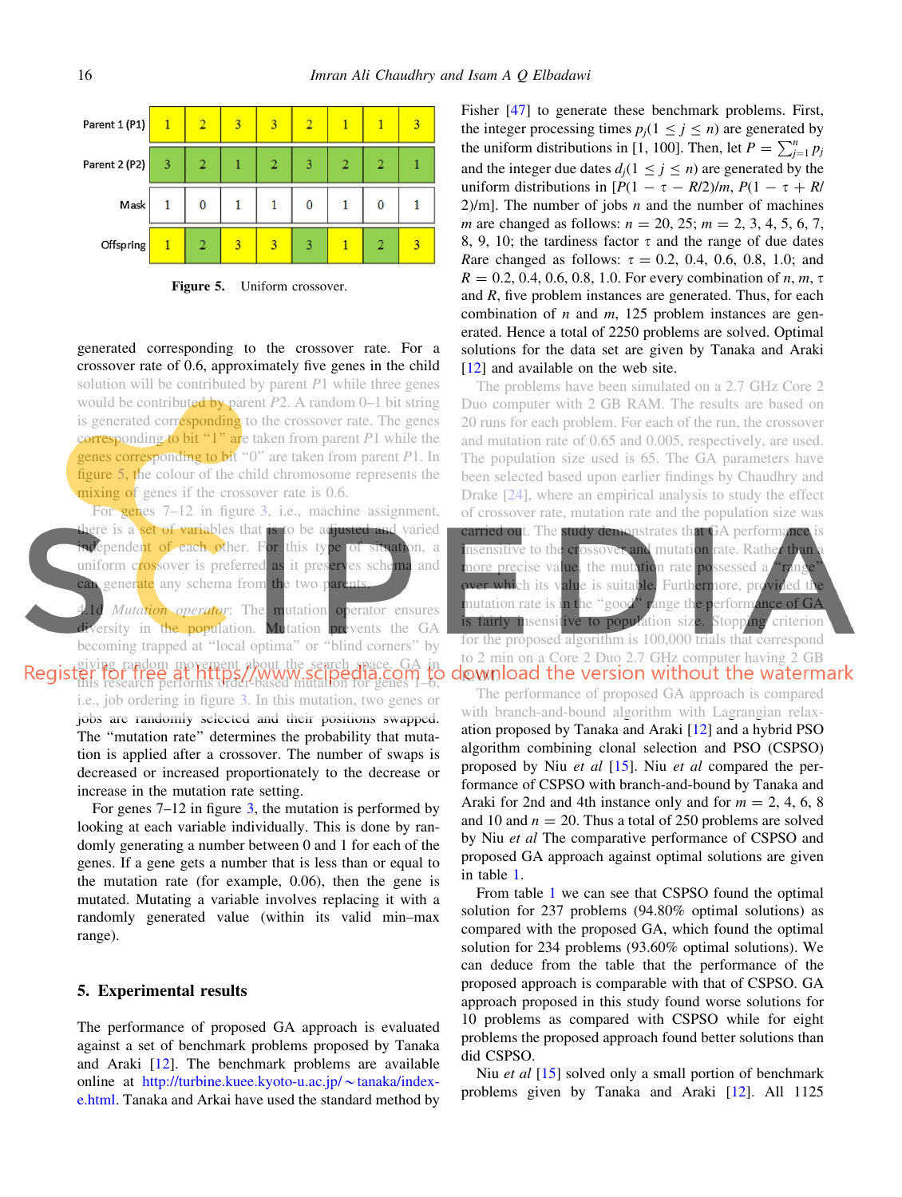| Parent 1 (P1) | 1 | 2 | 3 | 3 | 2 | 1 | 1 | 3 |
|---|---|---|---|---|---|---|---|---|
| Parent 2 (P2) | 3 | 2 | 1 | 2 | 3 | 2 | 2 | 1 |
| Mask | 1 | 0 | 1 | 1 | 0 | 1 | 0 | 1 |
| Offspring | 1 | 2 | 3 | 3 | 3 | 1 | 2 | 3 |

**Figure 5.** Uniform crossover.

generated corresponding to the crossover rate. For a crossover rate of 0.6, approximately five genes in the child solution will be contributed by parent $P1$ while three genes would be contributed by parent $P2$. A random 0–1 bit string is generated corresponding to the crossover rate. The genes corresponding to bit "1" are taken from parent $P1$ while the genes corresponding to bit "0" are taken from parent $P1$. In figure 5, the colour of the child chromosome represents the mixing of genes if the crossover rate is 0.6.

For genes 7–12 in figure 3, i.e., machine assignment, there is a set of variables that is to be adjusted and varied independent of each other. For this type of situation, a uniform crossover is preferred as it preserves schema and can generate any schema from the two parents.

4.1d *Mutation operator*: The mutation operator ensures diversity in the population. Mutation prevents the GA becoming trapped at "local optima" or "blind corners" by giving random movement about the search space. GA in this research performs order-based mutation for genes 1–6, i.e., job ordering in figure 3. In this mutation, two genes or jobs are randomly selected and their positions swapped. The "mutation rate" determines the probability that mutation is applied after a crossover. The number of swaps is decreased or increased proportionately to the decrease or increase in the mutation rate setting.

For genes 7–12 in figure 3, the mutation is performed by looking at each variable individually. This is done by randomly generating a number between 0 and 1 for each of the genes. If a gene gets a number that is less than or equal to the mutation rate (for example, 0.06), then the gene is mutated. Mutating a variable involves replacing it with a randomly generated value (within its valid min–max range).

## 5. Experimental results

The performance of proposed GA approach is evaluated against a set of benchmark problems proposed by Tanaka and Araki [12]. The benchmark problems are available online at http://turbine.kuee.kyoto-u.ac.jp/~tanaka/index-e.html. Tanaka and Arkai have used the standard method by Fisher [47] to generate these benchmark problems. First, the integer processing times $p_j (1 \leq j \leq n)$ are generated by the uniform distributions in [1, 100]. Then, let $P = \sum_{j=1}^{n} p_j$ and the integer due dates $d_j (1 \leq j \leq n)$ are generated by the uniform distributions in $[P(1 - \tau - R/2)/m, P(1 - \tau + R/2)/m]$. The number of jobs $n$ and the number of machines $m$ are changed as follows: $n = 20, 25$; $m = 2, 3, 4, 5, 6, 7, 8, 9, 10$; the tardiness factor $\tau$ and the range of due dates $R$are changed as follows: $\tau = 0.2, 0.4, 0.6, 0.8, 1.0$; and $R = 0.2, 0.4, 0.6, 0.8, 1.0$. For every combination of $n$, $m$, $\tau$ and $R$, five problem instances are generated. Thus, for each combination of $n$ and $m$, 125 problem instances are generated. Hence a total of 2250 problems are solved. Optimal solutions for the data set are given by Tanaka and Araki [12] and available on the web site.

The problems have been simulated on a 2.7 GHz Core 2 Duo computer with 2 GB RAM. The results are based on 20 runs for each problem. For each of the run, the crossover and mutation rate of 0.65 and 0.005, respectively, are used. The population size used is 65. The GA parameters have been selected based upon earlier findings by Chaudhry and Drake [24], where an empirical analysis to study the effect of crossover rate, mutation rate and the population size was carried out. The study demonstrates that GA performance is insensitive to the crossover and mutation rate. Rather than a more precise value, the mutation rate possessed a "range" over which its value is suitable. Furthermore, provided the mutation rate is in the "good" range the performance of GA is fairly insensitive to population size. Stopping criterion for the proposed algorithm is 100,000 trials that correspond to 2 min on a Core 2 Duo 2.7 GHz computer having 2 GB RAM.

The performance of proposed GA approach is compared with branch-and-bound algorithm with Lagrangian relaxation proposed by Tanaka and Araki [12] and a hybrid PSO algorithm combining clonal selection and PSO (CSPSO) proposed by Niu *et al* [15]. Niu *et al* compared the performance of CSPSO with branch-and-bound by Tanaka and Araki for 2nd and 4th instance only and for $m = 2, 4, 6, 8$ and 10 and $n = 20$. Thus a total of 250 problems are solved by Niu *et al* The comparative performance of CSPSO and proposed GA approach against optimal solutions are given in table 1.

From table 1 we can see that CSPSO found the optimal solution for 237 problems (94.80% optimal solutions) as compared with the proposed GA, which found the optimal solution for 234 problems (93.60% optimal solutions). We can deduce from the table that the performance of the proposed approach is comparable with that of CSPSO. GA approach proposed in this study found worse solutions for 10 problems as compared with CSPSO while for eight problems the proposed approach found better solutions than did CSPSO.

Niu *et al* [15] solved only a small portion of benchmark problems given by Tanaka and Araki [12]. All 1125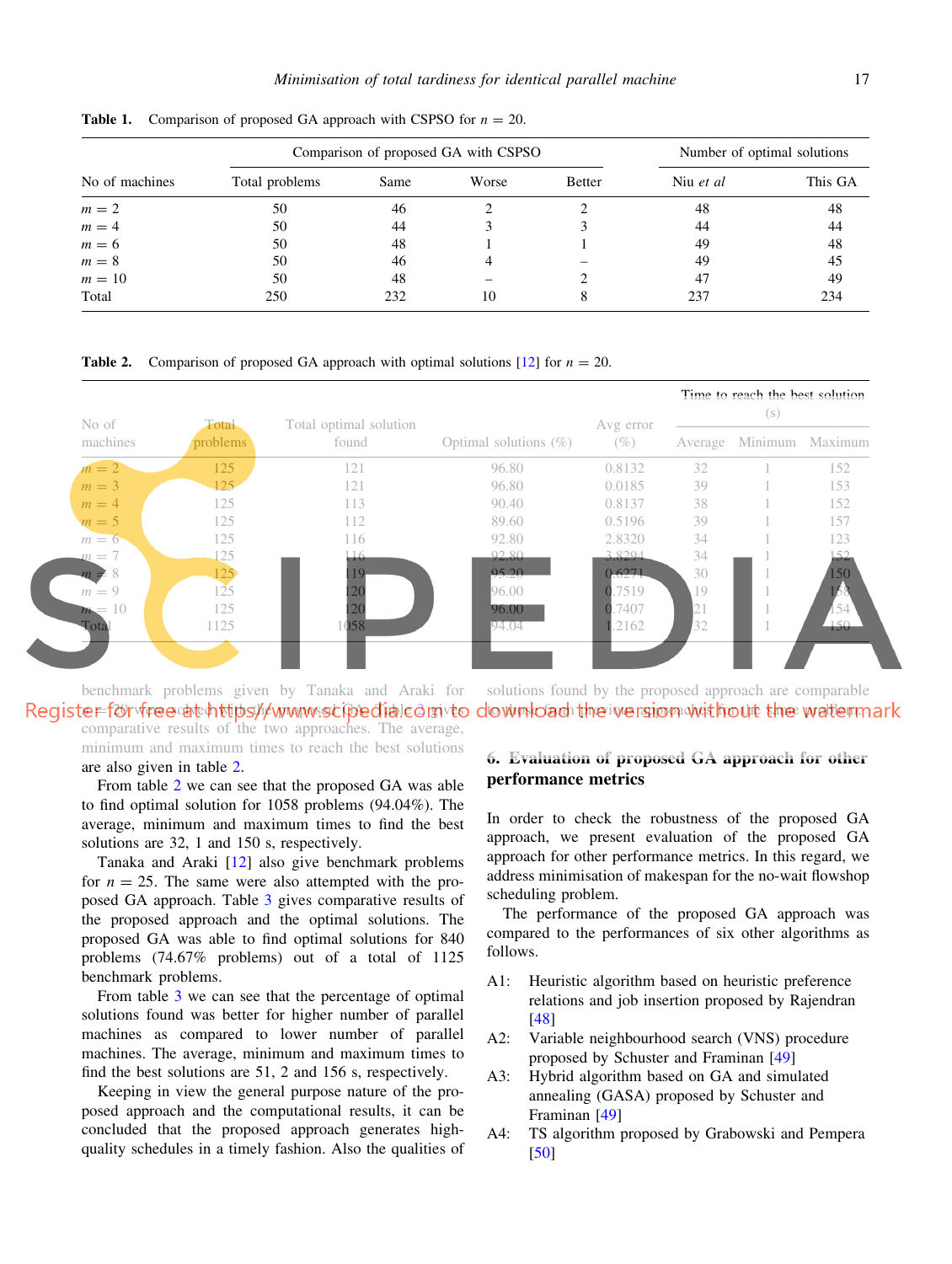**Table 1.** Comparison of proposed GA approach with CSPSO for $n = 20$.

| No of machines | Comparison of proposed GA with CSPSO | | | | Number of optimal solutions | |
|---|---|---|---|---|---|---|
| | Total problems | Same | Worse | Better | Niu *et al* | This GA |
| $m = 2$ | 50 | 46 | 2 | 2 | 48 | 48 |
| $m = 4$ | 50 | 44 | 3 | 3 | 44 | 44 |
| $m = 6$ | 50 | 48 | 1 | 1 | 49 | 48 |
| $m = 8$ | 50 | 46 | 4 | – | 49 | 45 |
| $m = 10$ | 50 | 48 | – | 2 | 47 | 49 |
| Total | 250 | 232 | 10 | 8 | 237 | 234 |

**Table 2.** Comparison of proposed GA approach with optimal solutions [12] for $n = 20$.

| No of machines | Total problems | Total optimal solution found | Optimal solutions (%) | Avg error (%) | Time to reach the best solution (s) | | |
|---|---|---|---|---|---|---|---|
| | | | | | Average | Minimum | Maximum |
| $m = 2$ | 125 | 121 | 96.80 | 0.8132 | 32 | 1 | 152 |
| $m = 3$ | 125 | 121 | 96.80 | 0.0185 | 39 | 1 | 153 |
| $m = 4$ | 125 | 113 | 90.40 | 0.8137 | 38 | 1 | 152 |
| $m = 5$ | 125 | 112 | 89.60 | 0.5196 | 39 | 1 | 157 |
| $m = 6$ | 125 | 116 | 92.80 | 2.8320 | 34 | 1 | 123 |
| $m = 7$ | 125 | 116 | 92.80 | 3.8294 | 34 | 1 | 152 |
| $m = 8$ | 125 | 119 | 95.20 | 0.6271 | 30 | 1 | 150 |
| $m = 9$ | 125 | 120 | 96.00 | 0.7519 | 19 | 1 | 158 |
| $m = 10$ | 125 | 120 | 96.00 | 0.7407 | 21 | 1 | 154 |
| Total | 1125 | 1058 | 94.04 | 1.2162 | 32 | 1 | 150 |

benchmark problems given by Tanaka and Araki for $n = 20$ were solved with the proposed GA. Table 2 gives comparative results of the two approaches. The average, minimum and maximum times to reach the best solutions are also given in table 2.

From table 2 we can see that the proposed GA was able to find optimal solution for 1058 problems (94.04%). The average, minimum and maximum times to find the best solutions are 32, 1 and 150 s, respectively.

Tanaka and Araki [12] also give benchmark problems for $n = 25$. The same were also attempted with the proposed GA approach. Table 3 gives comparative results of the proposed approach and the optimal solutions. The proposed GA was able to find optimal solutions for 840 problems (74.67% problems) out of a total of 1125 benchmark problems.

From table 3 we can see that the percentage of optimal solutions found was better for higher number of parallel machines as compared to lower number of parallel machines. The average, minimum and maximum times to find the best solutions are 51, 2 and 156 s, respectively.

Keeping in view the general purpose nature of the proposed approach and the computational results, it can be concluded that the proposed approach generates high-quality schedules in a timely fashion. Also the qualities of solutions found by the proposed approach are comparable to those found by other approaches for the same problem.

## 6. Evaluation of proposed GA approach for other performance metrics

In order to check the robustness of the proposed GA approach, we present evaluation of the proposed GA approach for other performance metrics. In this regard, we address minimisation of makespan for the no-wait flowshop scheduling problem.

The performance of the proposed GA approach was compared to the performances of six other algorithms as follows.

- A1: Heuristic algorithm based on heuristic preference relations and job insertion proposed by Rajendran [48]
- A2: Variable neighbourhood search (VNS) procedure proposed by Schuster and Framinan [49]
- A3: Hybrid algorithm based on GA and simulated annealing (GASA) proposed by Schuster and Framinan [49]
- A4: TS algorithm proposed by Grabowski and Pempera [50]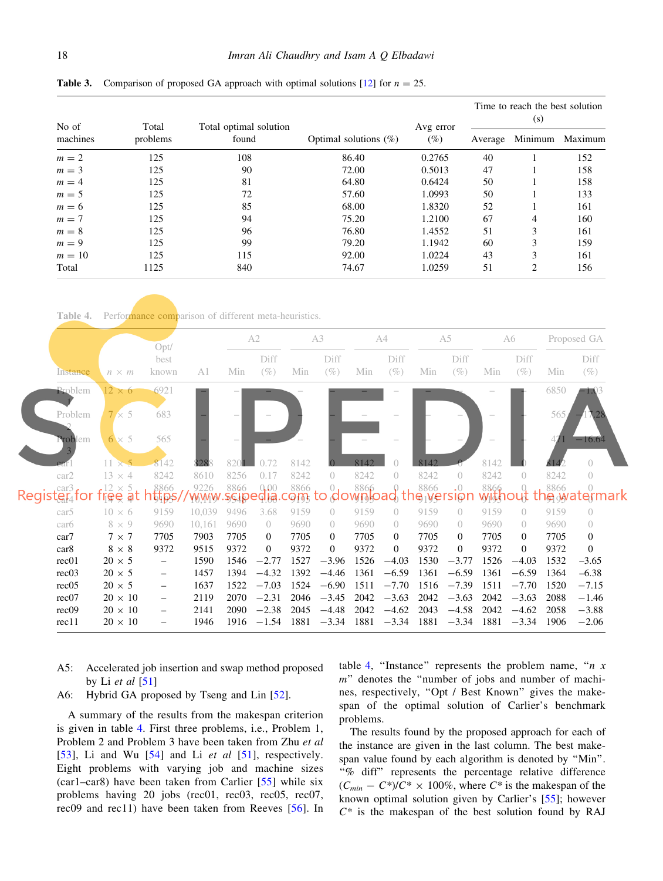**Table 3.** Comparison of proposed GA approach with optimal solutions [12] for $n = 25$.

| No of machines | Total problems | Total optimal solution found | Optimal solutions (%) | Avg error (%) | Time to reach the best solution (s) | | |
|---|---|---|---|---|---|---|---|
| | | | | | Average | Minimum | Maximum |
| $m = 2$ | 125 | 108 | 86.40 | 0.2765 | 40 | 1 | 152 |
| $m = 3$ | 125 | 90 | 72.00 | 0.5013 | 47 | 1 | 158 |
| $m = 4$ | 125 | 81 | 64.80 | 0.6424 | 50 | 1 | 158 |
| $m = 5$ | 125 | 72 | 57.60 | 1.0993 | 50 | 1 | 133 |
| $m = 6$ | 125 | 85 | 68.00 | 1.8320 | 52 | 1 | 161 |
| $m = 7$ | 125 | 94 | 75.20 | 1.2100 | 67 | 4 | 160 |
| $m = 8$ | 125 | 96 | 76.80 | 1.4552 | 51 | 3 | 161 |
| $m = 9$ | 125 | 99 | 79.20 | 1.1942 | 60 | 3 | 159 |
| $m = 10$ | 125 | 115 | 92.00 | 1.0224 | 43 | 3 | 161 |
| Total | 1125 | 840 | 74.67 | 1.0259 | 51 | 2 | 156 |

**Table 4.** Performance comparison of different meta-heuristics.

| Instance | $n \times m$ | Opt/best known | A1 | A2 | | A3 | | A4 | | A5 | | A6 | | Proposed GA | |
|---|---|---|---|---|---|---|---|---|---|---|---|---|---|---|---|
| | | | | Min | Diff (%) | Min | Diff (%) | Min | Diff (%) | Min | Diff (%) | Min | Diff (%) | Min | Diff (%) |
| Problem 1 | 12 × 6 | 6921 | – | – | – | – | – | – | – | – | – | – | – | 6850 | −1.03 |
| Problem 2 | 7 × 5 | 683 | – | – | – | – | – | – | – | – | – | – | – | 565 | −17.28 |
| Problem 3 | 6 × 5 | 565 | – | – | – | – | – | – | – | – | – | – | – | 471 | −16.64 |
| car1 | 11 × 5 | 8142 | 8288 | 8201 | 0.72 | 8142 | 0 | 8142 | 0 | 8142 | 0 | 8142 | 0 | 8142 | 0 |
| car2 | 13 × 4 | 8242 | 8610 | 8256 | 0.17 | 8242 | 0 | 8242 | 0 | 8242 | 0 | 8242 | 0 | 8242 | 0 |
| car3 | 12 × 5 | 8866 | 9226 | 8866 | 0.00 | 8866 | 0 | 8866 | 0 | 8866 | 0 | 8866 | 0 | 8866 | 0 |
| car4 | 14 × 4 | 9195 | 10,119 | 9546 | 1.00 | 9195 | 0 | 9195 | 0 | 9195 | 0 | 9195 | 0 | 9195 | 0 |
| car5 | 10 × 6 | 9159 | 10,039 | 9496 | 3.68 | 9159 | 0 | 9159 | 0 | 9159 | 0 | 9159 | 0 | 9159 | 0 |
| car6 | 8 × 9 | 9690 | 10,161 | 9690 | 0 | 9690 | 0 | 9690 | 0 | 9690 | 0 | 9690 | 0 | 9690 | 0 |
| car7 | 7 × 7 | 7705 | 7903 | 7705 | 0 | 7705 | 0 | 7705 | 0 | 7705 | 0 | 7705 | 0 | 7705 | 0 |
| car8 | 8 × 8 | 9372 | 9515 | 9372 | 0 | 9372 | 0 | 9372 | 0 | 9372 | 0 | 9372 | 0 | 9372 | 0 |
| rec01 | 20 × 5 | – | 1590 | 1546 | −2.77 | 1527 | −3.96 | 1526 | −4.03 | 1530 | −3.77 | 1526 | −4.03 | 1532 | −3.65 |
| rec03 | 20 × 5 | – | 1457 | 1394 | −4.32 | 1392 | −4.46 | 1361 | −6.59 | 1361 | −6.59 | 1361 | −6.59 | 1364 | −6.38 |
| rec05 | 20 × 5 | – | 1637 | 1522 | −7.03 | 1524 | −6.90 | 1511 | −7.70 | 1516 | −7.39 | 1511 | −7.70 | 1520 | −7.15 |
| rec07 | 20 × 10 | – | 2119 | 2070 | −2.31 | 2046 | −3.45 | 2042 | −3.63 | 2042 | −3.63 | 2042 | −3.63 | 2088 | −1.46 |
| rec09 | 20 × 10 | – | 2141 | 2090 | −2.38 | 2045 | −4.48 | 2042 | −4.62 | 2043 | −4.58 | 2042 | −4.62 | 2058 | −3.88 |
| rec11 | 20 × 10 | – | 1946 | 1916 | −1.54 | 1881 | −3.34 | 1881 | −3.34 | 1881 | −3.34 | 1881 | −3.34 | 1906 | −2.06 |

A5: Accelerated job insertion and swap method proposed by Li *et al* [51]

A6: Hybrid GA proposed by Tseng and Lin [52].

A summary of the results from the makespan criterion is given in table 4. First three problems, i.e., Problem 1, Problem 2 and Problem 3 have been taken from Zhu *et al* [53], Li and Wu [54] and Li *et al* [51], respectively. Eight problems with varying job and machine sizes (car1–car8) have been taken from Carlier [55] while six problems having 20 jobs (rec01, rec03, rec05, rec07, rec09 and rec11) have been taken from Reeves [56]. In table 4, "Instance" represents the problem name, "*n x m*" denotes the "number of jobs and number of machines, respectively, "Opt / Best Known" gives the makespan of the optimal solution of Carlier's benchmark problems.

The results found by the proposed approach for each of the instance are given in the last column. The best makespan value found by each algorithm is denoted by "Min". "% diff" represents the percentage relative difference $(C_{min} - C^*)/C^* \times 100\%$, where $C^*$ is the makespan of the known optimal solution given by Carlier's [55]; however $C^*$ is the makespan of the best solution found by RAJ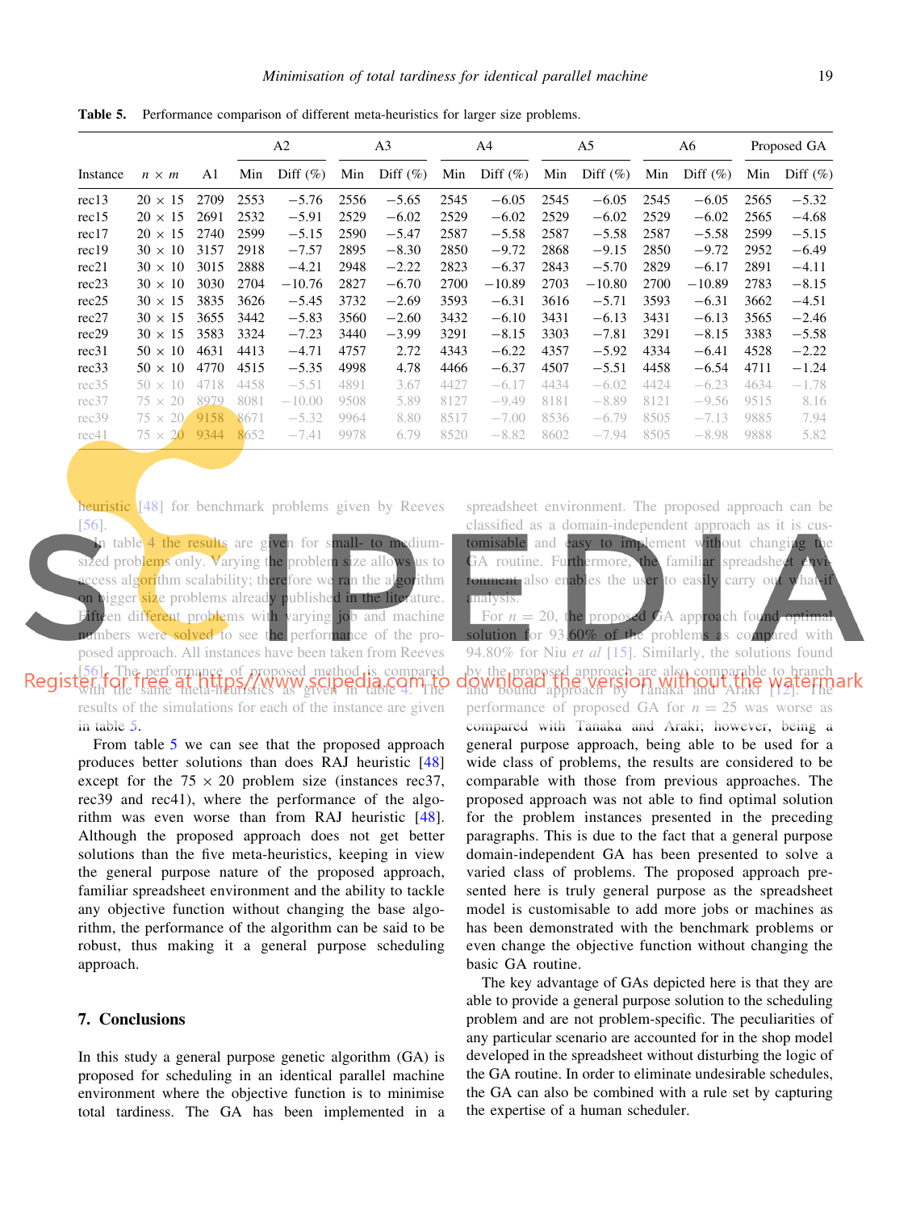**Table 5.** Performance comparison of different meta-heuristics for larger size problems.

| Instance | $n \times m$ | A1 | A2 | | A3 | | A4 | | A5 | | A6 | | Proposed GA | |
|---|---|---|---|---|---|---|---|---|---|---|---|---|---|---|
| | | | Min | Diff (%) | Min | Diff (%) | Min | Diff (%) | Min | Diff (%) | Min | Diff (%) | Min | Diff (%) |
| rec13 | 20 × 15 | 2709 | 2553 | −5.76 | 2556 | −5.65 | 2545 | −6.05 | 2545 | −6.05 | 2545 | −6.05 | 2565 | −5.32 |
| rec15 | 20 × 15 | 2691 | 2532 | −5.91 | 2529 | −6.02 | 2529 | −6.02 | 2529 | −6.02 | 2529 | −6.02 | 2565 | −4.68 |
| rec17 | 20 × 15 | 2740 | 2599 | −5.15 | 2590 | −5.47 | 2587 | −5.58 | 2587 | −5.58 | 2587 | −5.58 | 2599 | −5.15 |
| rec19 | 30 × 10 | 3157 | 2918 | −7.57 | 2895 | −8.30 | 2850 | −9.72 | 2868 | −9.15 | 2850 | −9.72 | 2952 | −6.49 |
| rec21 | 30 × 10 | 3015 | 2888 | −4.21 | 2948 | −2.22 | 2823 | −6.37 | 2843 | −5.70 | 2829 | −6.17 | 2891 | −4.11 |
| rec23 | 30 × 10 | 3030 | 2704 | −10.76 | 2827 | −6.70 | 2700 | −10.89 | 2703 | −10.80 | 2700 | −10.89 | 2783 | −8.15 |
| rec25 | 30 × 15 | 3835 | 3626 | −5.45 | 3732 | −2.69 | 3593 | −6.31 | 3616 | −5.71 | 3593 | −6.31 | 3662 | −4.51 |
| rec27 | 30 × 15 | 3655 | 3442 | −5.83 | 3560 | −2.60 | 3432 | −6.10 | 3431 | −6.13 | 3431 | −6.13 | 3565 | −2.46 |
| rec29 | 30 × 15 | 3583 | 3324 | −7.23 | 3440 | −3.99 | 3291 | −8.15 | 3303 | −7.81 | 3291 | −8.15 | 3383 | −5.58 |
| rec31 | 50 × 10 | 4631 | 4413 | −4.71 | 4757 | 2.72 | 4343 | −6.22 | 4357 | −5.92 | 4334 | −6.41 | 4528 | −2.22 |
| rec33 | 50 × 10 | 4770 | 4515 | −5.35 | 4998 | 4.78 | 4466 | −6.37 | 4507 | −5.51 | 4458 | −6.54 | 4711 | −1.24 |
| rec35 | 50 × 10 | 4718 | 4458 | −5.51 | 4891 | 3.67 | 4427 | −6.17 | 4434 | −6.02 | 4424 | −6.23 | 4634 | −1.78 |
| rec37 | 75 × 20 | 8979 | 8081 | −10.00 | 9508 | 5.89 | 8127 | −9.49 | 8181 | −8.89 | 8121 | −9.56 | 9515 | 8.16 |
| rec39 | 75 × 20 | 9158 | 8671 | −5.32 | 9964 | 8.80 | 8517 | −7.00 | 8536 | −6.79 | 8505 | −7.13 | 9885 | 7.94 |
| rec41 | 75 × 20 | 9344 | 8652 | −7.41 | 9978 | 6.79 | 8520 | −8.82 | 8602 | −7.94 | 8505 | −8.98 | 9888 | 5.82 |

heuristic [48] for benchmark problems given by Reeves [56].

In table 4 the results are given for small- to medium-sized problems only. Varying the problem size allows us to access algorithm scalability; therefore we ran the algorithm on bigger size problems already published in the literature. Fifteen different problems with varying job and machine numbers were solved to see the performance of the proposed approach. All instances have been taken from Reeves [56]. The performance of proposed method is compared with the same meta-heuristics as given in table 4. The results of the simulations for each of the instance are given in table 5.

From table 5 we can see that the proposed approach produces better solutions than does RAJ heuristic [48] except for the 75 × 20 problem size (instances rec37, rec39 and rec41), where the performance of the algorithm was even worse than from RAJ heuristic [48]. Although the proposed approach does not get better solutions than the five meta-heuristics, keeping in view the general purpose nature of the proposed approach, familiar spreadsheet environment and the ability to tackle any objective function without changing the base algorithm, the performance of the algorithm can be said to be robust, thus making it a general purpose scheduling approach.

## 7. Conclusions

In this study a general purpose genetic algorithm (GA) is proposed for scheduling in an identical parallel machine environment where the objective function is to minimise total tardiness. The GA has been implemented in a spreadsheet environment. The proposed approach can be classified as a domain-independent approach as it is customisable and easy to implement without changing the GA routine. Furthermore, the familiar spreadsheet environment also enables the user to easily carry out what-if analysis.

For $n = 20$, the proposed GA approach found optimal solution for 93.60% of the problems as compared with 94.80% for Niu *et al* [15]. Similarly, the solutions found by the proposed approach are also comparable to branch and bound approach by Tanaka and Araki [12]. The performance of proposed GA for $n = 25$ was worse as compared with Tanaka and Araki; however, being a general purpose approach, being able to be used for a wide class of problems, the results are considered to be comparable with those from previous approaches. The proposed approach was not able to find optimal solution for the problem instances presented in the preceding paragraphs. This is due to the fact that a general purpose domain-independent GA has been presented to solve a varied class of problems. The proposed approach presented here is truly general purpose as the spreadsheet model is customisable to add more jobs or machines as has been demonstrated with the benchmark problems or even change the objective function without changing the basic GA routine.

The key advantage of GAs depicted here is that they are able to provide a general purpose solution to the scheduling problem and are not problem-specific. The peculiarities of any particular scenario are accounted for in the shop model developed in the spreadsheet without disturbing the logic of the GA routine. In order to eliminate undesirable schedules, the GA can also be combined with a rule set by capturing the expertise of a human scheduler.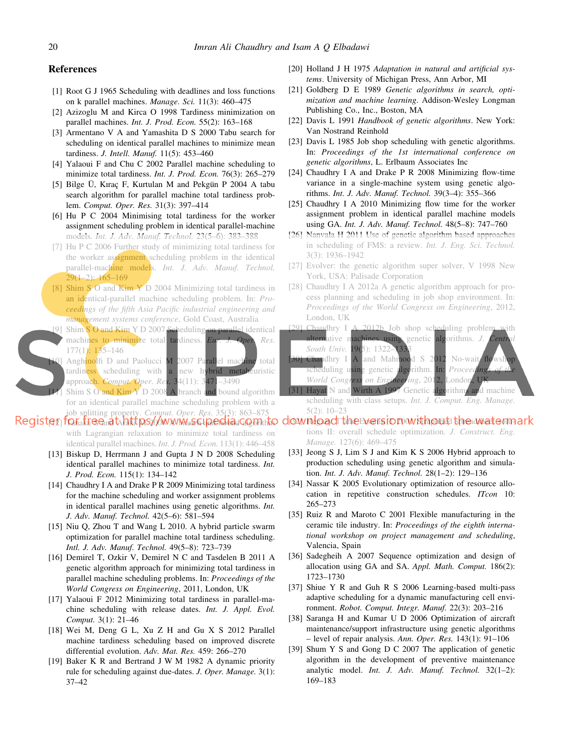## References

[1] Root G J 1965 Scheduling with deadlines and loss functions on k parallel machines. *Manage. Sci.* 11(3): 460–475

[2] Azizoglu M and Kirca O 1998 Tardiness minimization on parallel machines. *Int. J. Prod. Econ.* 55(2): 163–168

[3] Armentano V A and Yamashita D S 2000 Tabu search for scheduling on identical parallel machines to minimize mean tardiness. *J. Intell. Manuf.* 11(5): 453–460

[4] Yalaoui F and Chu C 2002 Parallel machine scheduling to minimize total tardiness. *Int. J. Prod. Econ.* 76(3): 265–279

[5] Bilge Ü, Kıraç F, Kurtulan M and Pekgün P 2004 A tabu search algorithm for parallel machine total tardiness problem. *Comput. Oper. Res.* 31(3): 397–414

[6] Hu P C 2004 Minimising total tardiness for the worker assignment scheduling problem in identical parallel-machine models. *Int. J. Adv. Manuf. Technol.* 23(5–6): 383–388

[7] Hu P C 2006 Further study of minimizing total tardiness for the worker assignment scheduling problem in the identical parallel-machine models. *Int. J. Adv. Manuf. Technol.* 29(1–2): 165–169

[8] Shim S O and Kim Y D 2004 Minimizing total tardiness in an identical-parallel machine scheduling problem. In: *Proceedings of the fifth Asia Pacific industrial engineering and management systems conference*, Gold Coast, Australia

[9] Shim S O and Kim Y D 2007 Scheduling on parallel identical machines to minimize total tardiness. *Eur. J. Oper. Res.* 177(1): 135–146

[10] Anghinolfi D and Paolucci M 2007 Parallel machine total tardiness scheduling with a new hybrid metaheuristic approach. *Comput. Oper. Res.* 34(11): 3471–3490

[11] Shim S O and Kim Y D 2008 A branch and bound algorithm for an identical parallel machine scheduling problem with a job splitting property. *Comput. Oper. Res.* 35(3): 863–875

[12] Tanaka S and Araki M 2008 A branch-and-bound algorithm with Lagrangian relaxation to minimize total tardiness on identical parallel machines. *Int. J. Prod. Econ.* 113(1): 446–458

[13] Biskup D, Herrmann J and Gupta J N D 2008 Scheduling identical parallel machines to minimize total tardiness. *Int. J. Prod. Econ.* 115(1): 134–142

[14] Chaudhry I A and Drake P R 2009 Minimizing total tardiness for the machine scheduling and worker assignment problems in identical parallel machines using genetic algorithms. *Int. J. Adv. Manuf. Technol.* 42(5–6): 581–594

[15] Niu Q, Zhou T and Wang L 2010. A hybrid particle swarm optimization for parallel machine total tardiness scheduling. *Intl. J. Adv. Manuf. Technol.* 49(5–8): 723–739

[16] Demirel T, Ozkir V, Demirel N C and Tasdelen B 2011 A genetic algorithm approach for minimizing total tardiness in parallel machine scheduling problems. In: *Proceedings of the World Congress on Engineering*, 2011, London, UK

[17] Yalaoui F 2012 Minimizing total tardiness in parallel-machine scheduling with release dates. *Int. J. Appl. Evol. Comput.* 3(1): 21–46

[18] Wei M, Deng G L, Xu Z H and Gu X S 2012 Parallel machine tardiness scheduling based on improved discrete differential evolution. *Adv. Mat. Res.* 459: 266–270

[19] Baker K R and Bertrand J W M 1982 A dynamic priority rule for scheduling against due-dates. *J. Oper. Manage.* 3(1): 37–42

[20] Holland J H 1975 *Adaptation in natural and artificial systems*. University of Michigan Press, Ann Arbor, MI

[21] Goldberg D E 1989 *Genetic algorithms in search, optimization and machine learning*. Addison-Wesley Longman Publishing Co., Inc., Boston, MA

[22] Davis L 1991 *Handbook of genetic algorithms*. New York: Van Nostrand Reinhold

[23] Davis L 1985 Job shop scheduling with genetic algorithms. In: *Proceedings of the 1st international conference on genetic algorithms*, L. Erlbaum Associates Inc

[24] Chaudhry I A and Drake P R 2008 Minimizing flow-time variance in a single-machine system using genetic algorithms. *Int. J. Adv. Manuf. Technol.* 39(3–4): 355–366

[25] Chaudhry I A 2010 Minimizing flow time for the worker assignment problem in identical parallel machine models using GA. *Int. J. Adv. Manuf. Technol.* 48(5–8): 747–760

[26] Nanvala H 2011 Use of genetic algorithm based approaches in scheduling of FMS: a review. *Int. J. Eng. Sci. Technol.* 3(3): 1936–1942

[27] Evolver: the genetic algorithm super solver, V 1998 New York, USA: Palisade Corporation

[28] Chaudhry I A 2012a A genetic algorithm approach for process planning and scheduling in job shop environment. In: *Proceedings of the World Congress on Engineering*, 2012, London, UK

[29] Chaudhry I A 2012b Job shop scheduling problem with alternative machines using genetic algorithms. *J. Central South Univ.* 19(5): 1322–1333

[30] Chaudhry I A and Mahmood S 2012 No-wait flowshop scheduling using genetic algorithm. In: *Proceedings of the World Congress on Engineering*, 2012, London, UK

[31] Hayat N and Wirth A 1997 Genetic algorithms and machine scheduling with class setups. *Int. J. Comput. Eng. Manage.* 5(2): 10–23

[32] Hegazy T and Elbeltagi E 2001 Simplified spreadsheet solutions II: overall schedule optimization. *J. Construct. Eng. Manage.* 127(6): 469–475

[33] Jeong S J, Lim S J and Kim K S 2006 Hybrid approach to production scheduling using genetic algorithm and simulation. *Int. J. Adv. Manuf. Technol.* 28(1–2): 129–136

[34] Nassar K 2005 Evolutionary optimization of resource allocation in repetitive construction schedules. *ITcon* 10: 265–273

[35] Ruiz R and Maroto C 2001 Flexible manufacturing in the ceramic tile industry. In: *Proceedings of the eighth international workshop on project management and scheduling*, Valencia, Spain

[36] Sadegheih A 2007 Sequence optimization and design of allocation using GA and SA. *Appl. Math. Comput.* 186(2): 1723–1730

[37] Shiue Y R and Guh R S 2006 Learning-based multi-pass adaptive scheduling for a dynamic manufacturing cell environment. *Robot. Comput. Integr. Manuf.* 22(3): 203–216

[38] Saranga H and Kumar U D 2006 Optimization of aircraft maintenance/support infrastructure using genetic algorithms – level of repair analysis. *Ann. Oper. Res.* 143(1): 91–106

[39] Shum Y S and Gong D C 2007 The application of genetic algorithm in the development of preventive maintenance analytic model. *Int. J. Adv. Manuf. Technol.* 32(1–2): 169–183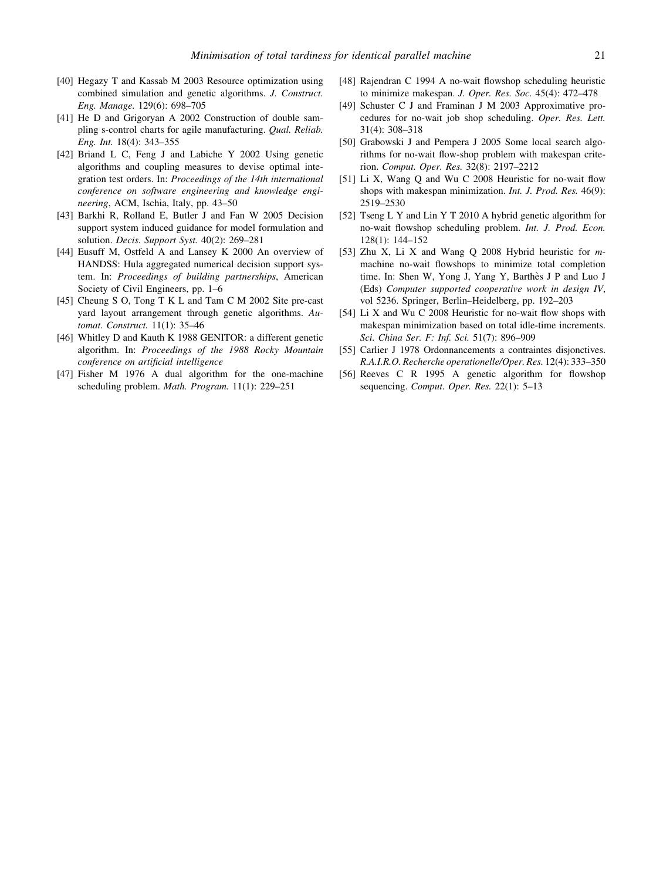[40] Hegazy T and Kassab M 2003 Resource optimization using combined simulation and genetic algorithms. *J. Construct. Eng. Manage.* 129(6): 698–705

[41] He D and Grigoryan A 2002 Construction of double sampling s-control charts for agile manufacturing. *Qual. Reliab. Eng. Int.* 18(4): 343–355

[42] Briand L C, Feng J and Labiche Y 2002 Using genetic algorithms and coupling measures to devise optimal integration test orders. In: *Proceedings of the 14th international conference on software engineering and knowledge engineering*, ACM, Ischia, Italy, pp. 43–50

[43] Barkhi R, Rolland E, Butler J and Fan W 2005 Decision support system induced guidance for model formulation and solution. *Decis. Support Syst.* 40(2): 269–281

[44] Eusuff M, Ostfeld A and Lansey K 2000 An overview of HANDSS: Hula aggregated numerical decision support system. In: *Proceedings of building partnerships*, American Society of Civil Engineers, pp. 1–6

[45] Cheung S O, Tong T K L and Tam C M 2002 Site pre-cast yard layout arrangement through genetic algorithms. *Automat. Construct.* 11(1): 35–46

[46] Whitley D and Kauth K 1988 GENITOR: a different genetic algorithm. In: *Proceedings of the 1988 Rocky Mountain conference on artificial intelligence*

[47] Fisher M 1976 A dual algorithm for the one-machine scheduling problem. *Math. Program.* 11(1): 229–251

[48] Rajendran C 1994 A no-wait flowshop scheduling heuristic to minimize makespan. *J. Oper. Res. Soc.* 45(4): 472–478

[49] Schuster C J and Framinan J M 2003 Approximative procedures for no-wait job shop scheduling. *Oper. Res. Lett.* 31(4): 308–318

[50] Grabowski J and Pempera J 2005 Some local search algorithms for no-wait flow-shop problem with makespan criterion. *Comput. Oper. Res.* 32(8): 2197–2212

[51] Li X, Wang Q and Wu C 2008 Heuristic for no-wait flow shops with makespan minimization. *Int. J. Prod. Res.* 46(9): 2519–2530

[52] Tseng L Y and Lin Y T 2010 A hybrid genetic algorithm for no-wait flowshop scheduling problem. *Int. J. Prod. Econ.* 128(1): 144–152

[53] Zhu X, Li X and Wang Q 2008 Hybrid heuristic for *m*-machine no-wait flowshops to minimize total completion time. In: Shen W, Yong J, Yang Y, Barthès J P and Luo J (Eds) *Computer supported cooperative work in design IV*, vol 5236. Springer, Berlin–Heidelberg, pp. 192–203

[54] Li X and Wu C 2008 Heuristic for no-wait flow shops with makespan minimization based on total idle-time increments. *Sci. China Ser. F: Inf. Sci.* 51(7): 896–909

[55] Carlier J 1978 Ordonnancements a contraintes disjonctives. *R.A.I.R.O. Recherche operationelle/Oper. Res.* 12(4): 333–350

[56] Reeves C R 1995 A genetic algorithm for flowshop sequencing. *Comput. Oper. Res.* 22(1): 5–13